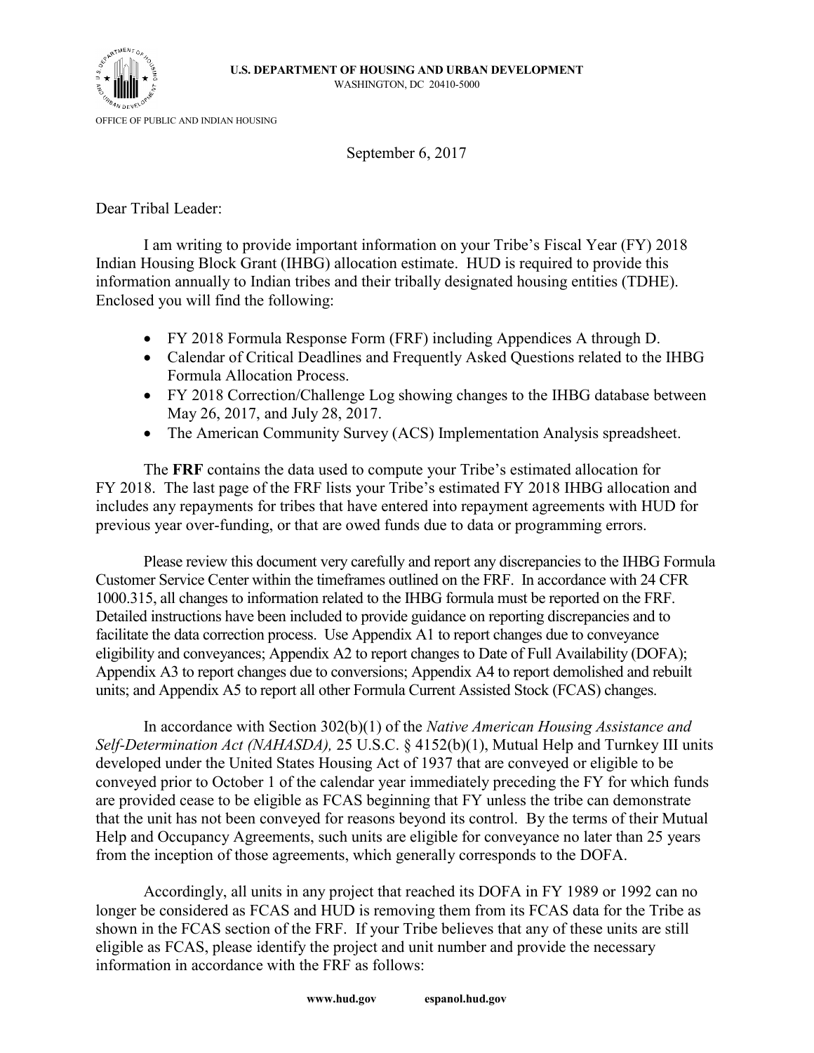**U.S. DEPARTMENT OF HOUSING AND URBAN DEVELOPMENT**
WASHINGTON, DC 20410-5000

OFFICE OF PUBLIC AND INDIAN HOUSING

September 6, 2017

Dear Tribal Leader:

I am writing to provide important information on your Tribe's Fiscal Year (FY) 2018 Indian Housing Block Grant (IHBG) allocation estimate. HUD is required to provide this information annually to Indian tribes and their tribally designated housing entities (TDHE). Enclosed you will find the following:

- FY 2018 Formula Response Form (FRF) including Appendices A through D.
- Calendar of Critical Deadlines and Frequently Asked Questions related to the IHBG Formula Allocation Process.
- FY 2018 Correction/Challenge Log showing changes to the IHBG database between May 26, 2017, and July 28, 2017.
- The American Community Survey (ACS) Implementation Analysis spreadsheet.

The **FRF** contains the data used to compute your Tribe's estimated allocation for FY 2018. The last page of the FRF lists your Tribe's estimated FY 2018 IHBG allocation and includes any repayments for tribes that have entered into repayment agreements with HUD for previous year over-funding, or that are owed funds due to data or programming errors.

Please review this document very carefully and report any discrepancies to the IHBG Formula Customer Service Center within the timeframes outlined on the FRF. In accordance with 24 CFR 1000.315, all changes to information related to the IHBG formula must be reported on the FRF. Detailed instructions have been included to provide guidance on reporting discrepancies and to facilitate the data correction process. Use Appendix A1 to report changes due to conveyance eligibility and conveyances; Appendix A2 to report changes to Date of Full Availability (DOFA); Appendix A3 to report changes due to conversions; Appendix A4 to report demolished and rebuilt units; and Appendix A5 to report all other Formula Current Assisted Stock (FCAS) changes.

In accordance with Section 302(b)(1) of the *Native American Housing Assistance and Self-Determination Act (NAHASDA),* 25 U.S.C. § 4152(b)(1), Mutual Help and Turnkey III units developed under the United States Housing Act of 1937 that are conveyed or eligible to be conveyed prior to October 1 of the calendar year immediately preceding the FY for which funds are provided cease to be eligible as FCAS beginning that FY unless the tribe can demonstrate that the unit has not been conveyed for reasons beyond its control. By the terms of their Mutual Help and Occupancy Agreements, such units are eligible for conveyance no later than 25 years from the inception of those agreements, which generally corresponds to the DOFA.

Accordingly, all units in any project that reached its DOFA in FY 1989 or 1992 can no longer be considered as FCAS and HUD is removing them from its FCAS data for the Tribe as shown in the FCAS section of the FRF. If your Tribe believes that any of these units are still eligible as FCAS, please identify the project and unit number and provide the necessary information in accordance with the FRF as follows: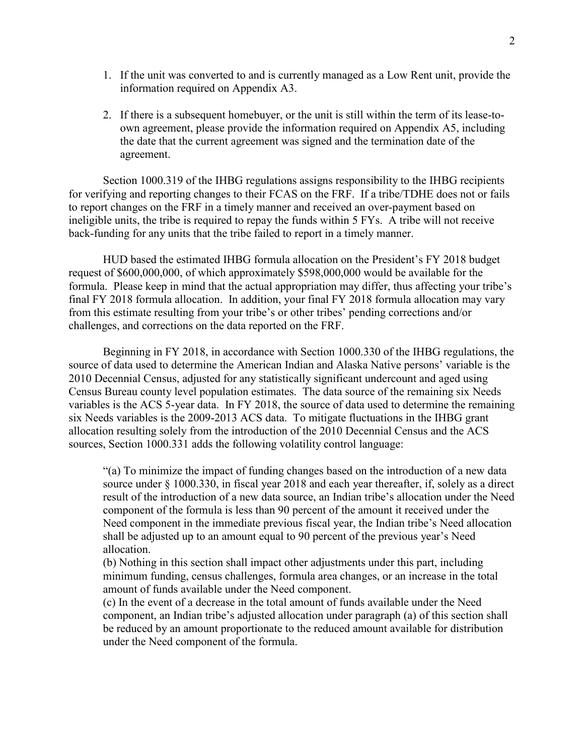1. If the unit was converted to and is currently managed as a Low Rent unit, provide the information required on Appendix A3.

2. If there is a subsequent homebuyer, or the unit is still within the term of its lease-to-own agreement, please provide the information required on Appendix A5, including the date that the current agreement was signed and the termination date of the agreement.

Section 1000.319 of the IHBG regulations assigns responsibility to the IHBG recipients for verifying and reporting changes to their FCAS on the FRF. If a tribe/TDHE does not or fails to report changes on the FRF in a timely manner and received an over-payment based on ineligible units, the tribe is required to repay the funds within 5 FYs. A tribe will not receive back-funding for any units that the tribe failed to report in a timely manner.

HUD based the estimated IHBG formula allocation on the President's FY 2018 budget request of $600,000,000, of which approximately $598,000,000 would be available for the formula. Please keep in mind that the actual appropriation may differ, thus affecting your tribe's final FY 2018 formula allocation. In addition, your final FY 2018 formula allocation may vary from this estimate resulting from your tribe's or other tribes' pending corrections and/or challenges, and corrections on the data reported on the FRF.

Beginning in FY 2018, in accordance with Section 1000.330 of the IHBG regulations, the source of data used to determine the American Indian and Alaska Native persons' variable is the 2010 Decennial Census, adjusted for any statistically significant undercount and aged using Census Bureau county level population estimates. The data source of the remaining six Needs variables is the ACS 5-year data. In FY 2018, the source of data used to determine the remaining six Needs variables is the 2009-2013 ACS data. To mitigate fluctuations in the IHBG grant allocation resulting solely from the introduction of the 2010 Decennial Census and the ACS sources, Section 1000.331 adds the following volatility control language:

> "(a) To minimize the impact of funding changes based on the introduction of a new data source under § 1000.330, in fiscal year 2018 and each year thereafter, if, solely as a direct result of the introduction of a new data source, an Indian tribe's allocation under the Need component of the formula is less than 90 percent of the amount it received under the Need component in the immediate previous fiscal year, the Indian tribe's Need allocation shall be adjusted up to an amount equal to 90 percent of the previous year's Need allocation.
>
> (b) Nothing in this section shall impact other adjustments under this part, including minimum funding, census challenges, formula area changes, or an increase in the total amount of funds available under the Need component.
>
> (c) In the event of a decrease in the total amount of funds available under the Need component, an Indian tribe's adjusted allocation under paragraph (a) of this section shall be reduced by an amount proportionate to the reduced amount available for distribution under the Need component of the formula.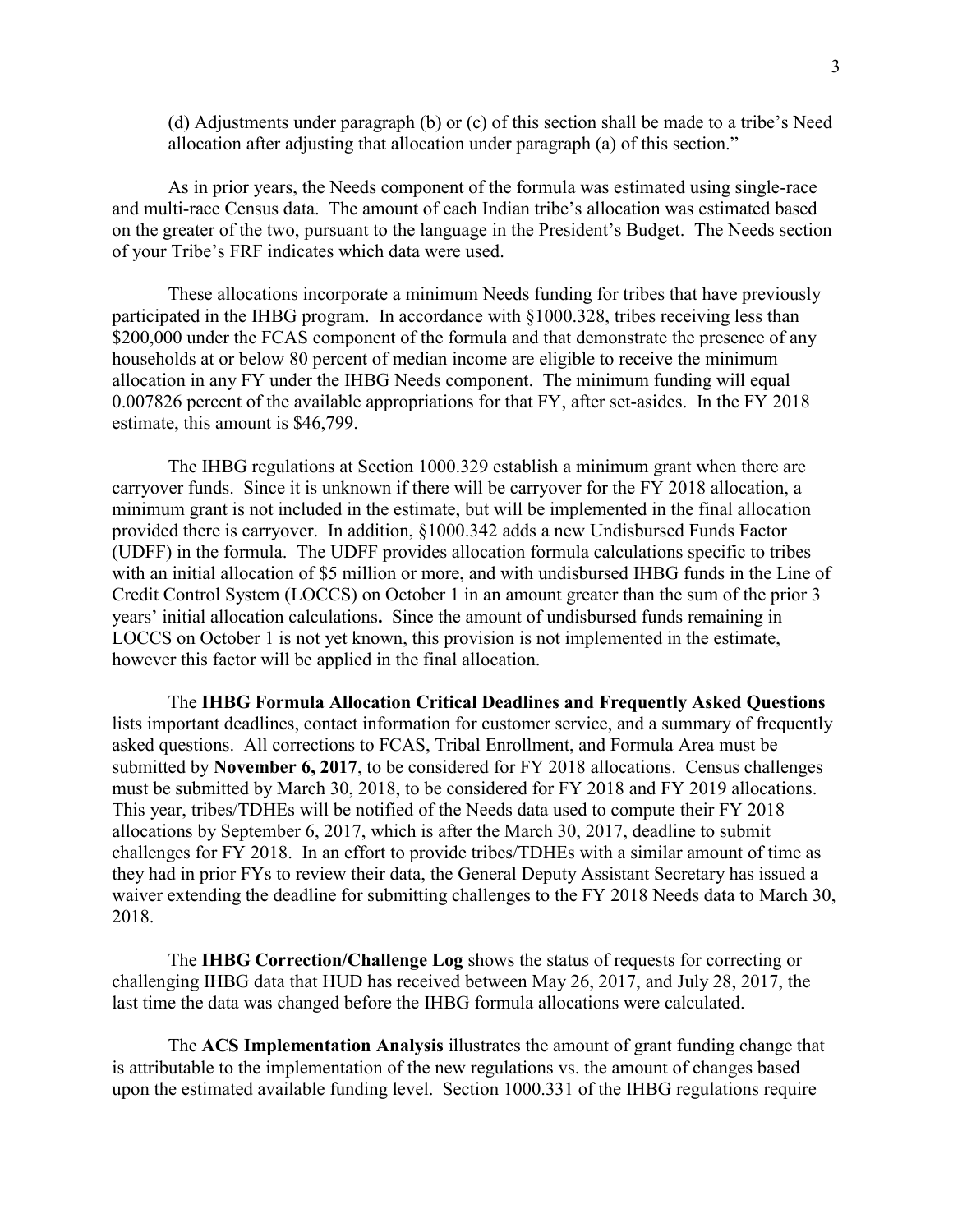(d) Adjustments under paragraph (b) or (c) of this section shall be made to a tribe's Need allocation after adjusting that allocation under paragraph (a) of this section."

As in prior years, the Needs component of the formula was estimated using single-race and multi-race Census data. The amount of each Indian tribe's allocation was estimated based on the greater of the two, pursuant to the language in the President's Budget. The Needs section of your Tribe's FRF indicates which data were used.

These allocations incorporate a minimum Needs funding for tribes that have previously participated in the IHBG program. In accordance with §1000.328, tribes receiving less than $200,000 under the FCAS component of the formula and that demonstrate the presence of any households at or below 80 percent of median income are eligible to receive the minimum allocation in any FY under the IHBG Needs component. The minimum funding will equal 0.007826 percent of the available appropriations for that FY, after set-asides. In the FY 2018 estimate, this amount is $46,799.

The IHBG regulations at Section 1000.329 establish a minimum grant when there are carryover funds. Since it is unknown if there will be carryover for the FY 2018 allocation, a minimum grant is not included in the estimate, but will be implemented in the final allocation provided there is carryover. In addition, §1000.342 adds a new Undisbursed Funds Factor (UDFF) in the formula. The UDFF provides allocation formula calculations specific to tribes with an initial allocation of $5 million or more, and with undisbursed IHBG funds in the Line of Credit Control System (LOCCS) on October 1 in an amount greater than the sum of the prior 3 years' initial allocation calculations**.** Since the amount of undisbursed funds remaining in LOCCS on October 1 is not yet known, this provision is not implemented in the estimate, however this factor will be applied in the final allocation.

The **IHBG Formula Allocation Critical Deadlines and Frequently Asked Questions** lists important deadlines, contact information for customer service, and a summary of frequently asked questions. All corrections to FCAS, Tribal Enrollment, and Formula Area must be submitted by **November 6, 2017**, to be considered for FY 2018 allocations. Census challenges must be submitted by March 30, 2018, to be considered for FY 2018 and FY 2019 allocations. This year, tribes/TDHEs will be notified of the Needs data used to compute their FY 2018 allocations by September 6, 2017, which is after the March 30, 2017, deadline to submit challenges for FY 2018. In an effort to provide tribes/TDHEs with a similar amount of time as they had in prior FYs to review their data, the General Deputy Assistant Secretary has issued a waiver extending the deadline for submitting challenges to the FY 2018 Needs data to March 30, 2018.

The **IHBG Correction/Challenge Log** shows the status of requests for correcting or challenging IHBG data that HUD has received between May 26, 2017, and July 28, 2017, the last time the data was changed before the IHBG formula allocations were calculated.

The **ACS Implementation Analysis** illustrates the amount of grant funding change that is attributable to the implementation of the new regulations vs. the amount of changes based upon the estimated available funding level. Section 1000.331 of the IHBG regulations require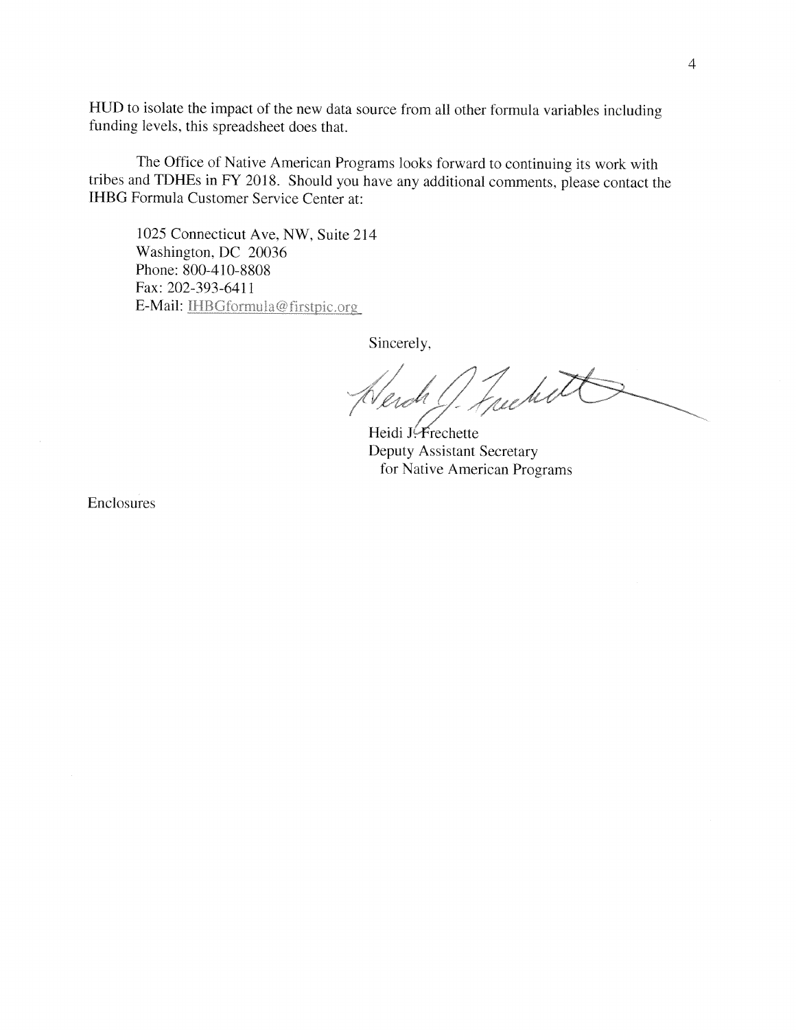HUD to isolate the impact of the new data source from all other formula variables including funding levels, this spreadsheet does that.

The Office of Native American Programs looks forward to continuing its work with tribes and TDHEs in FY 2018. Should you have any additional comments, please contact the IHBG Formula Customer Service Center at:

1025 Connecticut Ave, NW, Suite 214
Washington, DC 20036
Phone: 800-410-8808
Fax: 202-393-6411
E-Mail: IHBGformula@firstpic.org

Sincerely,

Heidi J. Frechette
Deputy Assistant Secretary
for Native American Programs

Enclosures